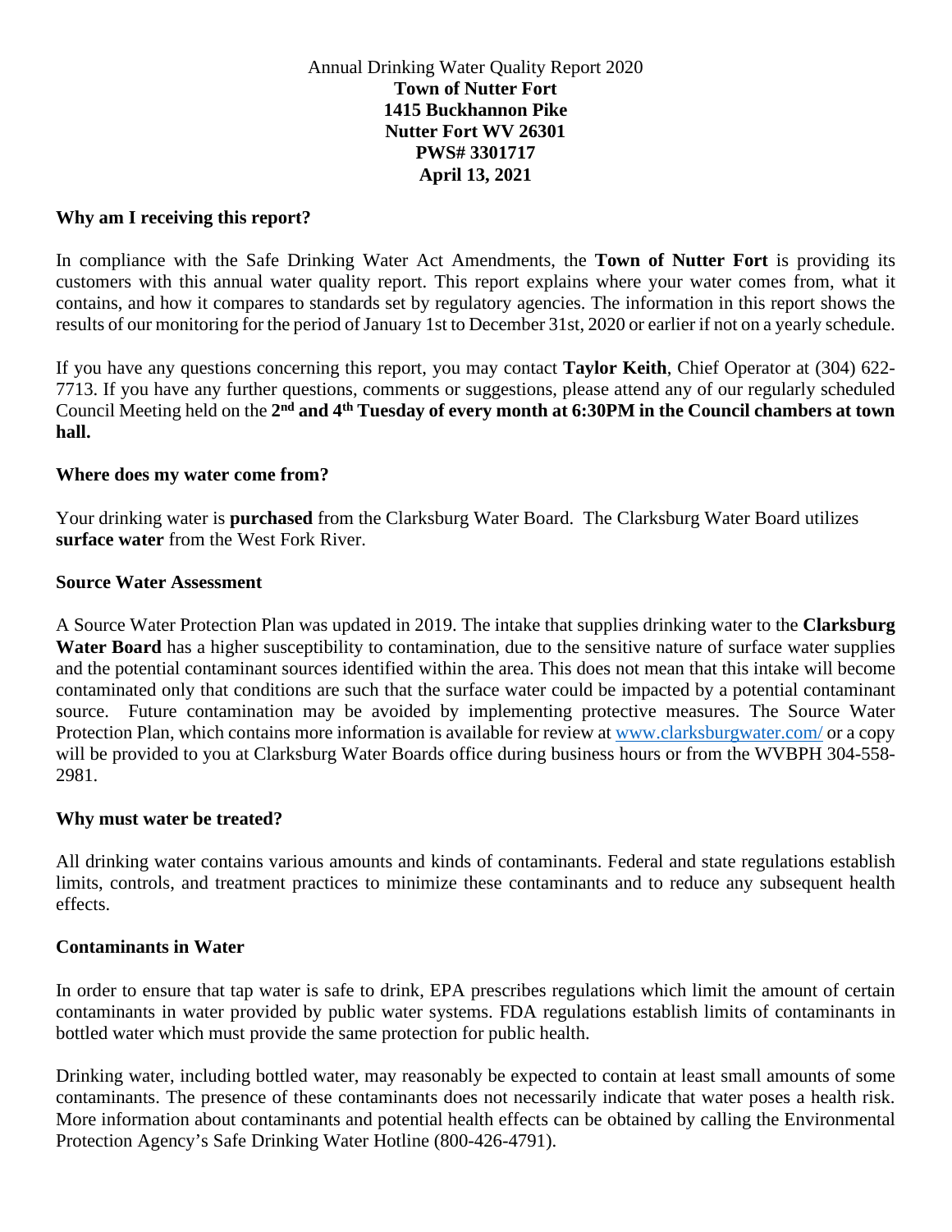Annual Drinking Water Quality Report 2020

**Town of Nutter Fort**
**1415 Buckhannon Pike**
**Nutter Fort WV 26301**
**PWS# 3301717**
**April 13, 2021**

### Why am I receiving this report?

In compliance with the Safe Drinking Water Act Amendments, the **Town of Nutter Fort** is providing its customers with this annual water quality report. This report explains where your water comes from, what it contains, and how it compares to standards set by regulatory agencies. The information in this report shows the results of our monitoring for the period of January 1st to December 31st, 2020 or earlier if not on a yearly schedule.

If you have any questions concerning this report, you may contact **Taylor Keith**, Chief Operator at (304) 622-7713. If you have any further questions, comments or suggestions, please attend any of our regularly scheduled Council Meeting held on the **2nd and 4th Tuesday of every month at 6:30PM in the Council chambers at town hall.**

### Where does my water come from?

Your drinking water is **purchased** from the Clarksburg Water Board. The Clarksburg Water Board utilizes **surface water** from the West Fork River.

### Source Water Assessment

A Source Water Protection Plan was updated in 2019. The intake that supplies drinking water to the **Clarksburg Water Board** has a higher susceptibility to contamination, due to the sensitive nature of surface water supplies and the potential contaminant sources identified within the area. This does not mean that this intake will become contaminated only that conditions are such that the surface water could be impacted by a potential contaminant source. Future contamination may be avoided by implementing protective measures. The Source Water Protection Plan, which contains more information is available for review at www.clarksburgwater.com/ or a copy will be provided to you at Clarksburg Water Boards office during business hours or from the WVBPH 304-558-2981.

### Why must water be treated?

All drinking water contains various amounts and kinds of contaminants. Federal and state regulations establish limits, controls, and treatment practices to minimize these contaminants and to reduce any subsequent health effects.

### Contaminants in Water

In order to ensure that tap water is safe to drink, EPA prescribes regulations which limit the amount of certain contaminants in water provided by public water systems. FDA regulations establish limits of contaminants in bottled water which must provide the same protection for public health.

Drinking water, including bottled water, may reasonably be expected to contain at least small amounts of some contaminants. The presence of these contaminants does not necessarily indicate that water poses a health risk. More information about contaminants and potential health effects can be obtained by calling the Environmental Protection Agency's Safe Drinking Water Hotline (800-426-4791).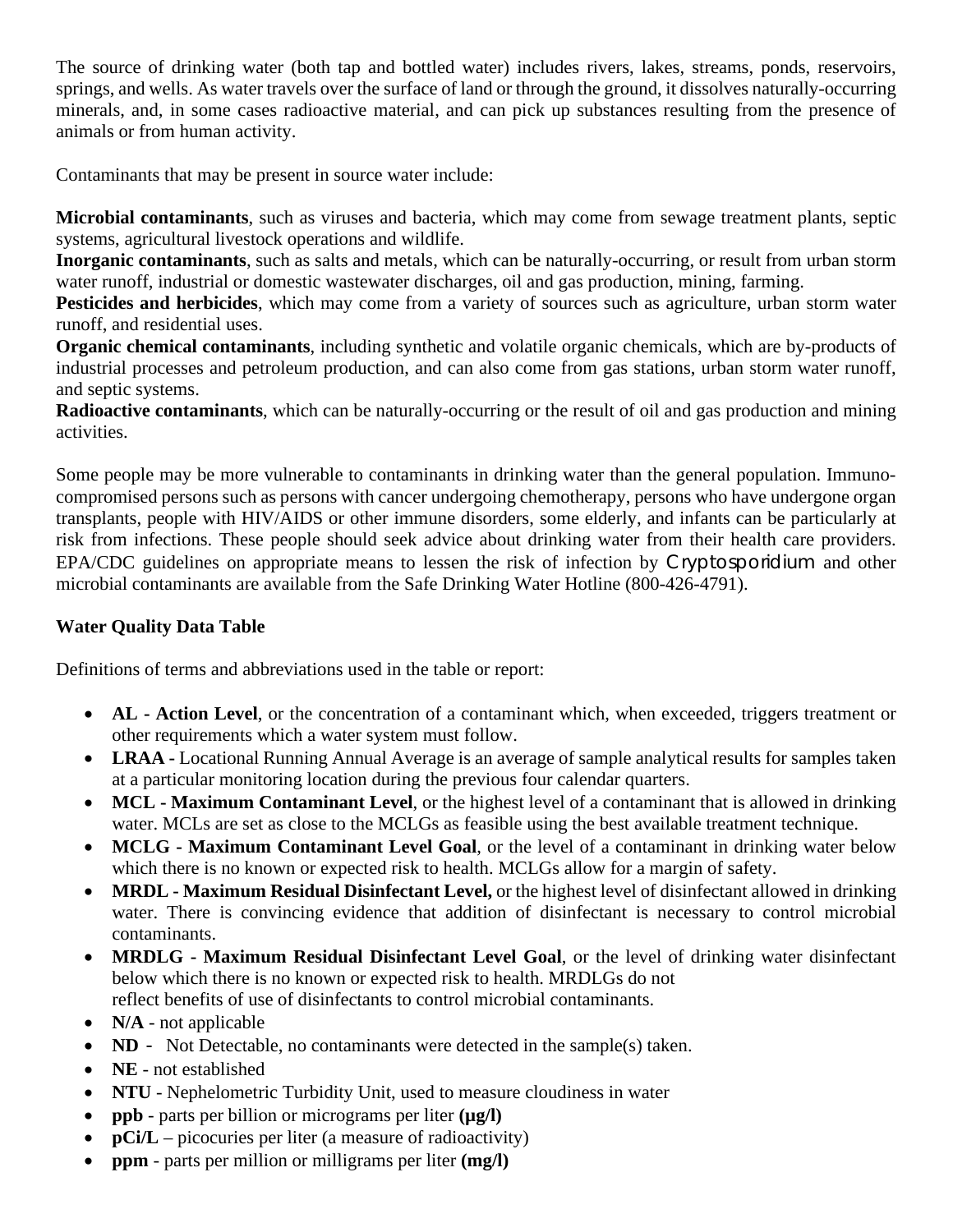The source of drinking water (both tap and bottled water) includes rivers, lakes, streams, ponds, reservoirs, springs, and wells. As water travels over the surface of land or through the ground, it dissolves naturally-occurring minerals, and, in some cases radioactive material, and can pick up substances resulting from the presence of animals or from human activity.

Contaminants that may be present in source water include:

**Microbial contaminants**, such as viruses and bacteria, which may come from sewage treatment plants, septic systems, agricultural livestock operations and wildlife.
**Inorganic contaminants**, such as salts and metals, which can be naturally-occurring, or result from urban storm water runoff, industrial or domestic wastewater discharges, oil and gas production, mining, farming.
**Pesticides and herbicides**, which may come from a variety of sources such as agriculture, urban storm water runoff, and residential uses.
**Organic chemical contaminants**, including synthetic and volatile organic chemicals, which are by-products of industrial processes and petroleum production, and can also come from gas stations, urban storm water runoff, and septic systems.
**Radioactive contaminants**, which can be naturally-occurring or the result of oil and gas production and mining activities.

Some people may be more vulnerable to contaminants in drinking water than the general population. Immuno-compromised persons such as persons with cancer undergoing chemotherapy, persons who have undergone organ transplants, people with HIV/AIDS or other immune disorders, some elderly, and infants can be particularly at risk from infections. These people should seek advice about drinking water from their health care providers. EPA/CDC guidelines on appropriate means to lessen the risk of infection by *Cryptosporidium* and other microbial contaminants are available from the Safe Drinking Water Hotline (800-426-4791).

**Water Quality Data Table**

Definitions of terms and abbreviations used in the table or report:

- **AL - Action Level**, or the concentration of a contaminant which, when exceeded, triggers treatment or other requirements which a water system must follow.
- **LRAA -** Locational Running Annual Average is an average of sample analytical results for samples taken at a particular monitoring location during the previous four calendar quarters.
- **MCL - Maximum Contaminant Level**, or the highest level of a contaminant that is allowed in drinking water. MCLs are set as close to the MCLGs as feasible using the best available treatment technique.
- **MCLG - Maximum Contaminant Level Goal**, or the level of a contaminant in drinking water below which there is no known or expected risk to health. MCLGs allow for a margin of safety.
- **MRDL - Maximum Residual Disinfectant Level,** or the highest level of disinfectant allowed in drinking water. There is convincing evidence that addition of disinfectant is necessary to control microbial contaminants.
- **MRDLG - Maximum Residual Disinfectant Level Goal**, or the level of drinking water disinfectant below which there is no known or expected risk to health. MRDLGs do not reflect benefits of use of disinfectants to control microbial contaminants.
- **N/A** - not applicable
- **ND** - Not Detectable, no contaminants were detected in the sample(s) taken.
- **NE** - not established
- **NTU** - Nephelometric Turbidity Unit, used to measure cloudiness in water
- **ppb** - parts per billion or micrograms per liter **(μg/l)**
- **pCi/L** – picocuries per liter (a measure of radioactivity)
- **ppm** - parts per million or milligrams per liter **(mg/l)**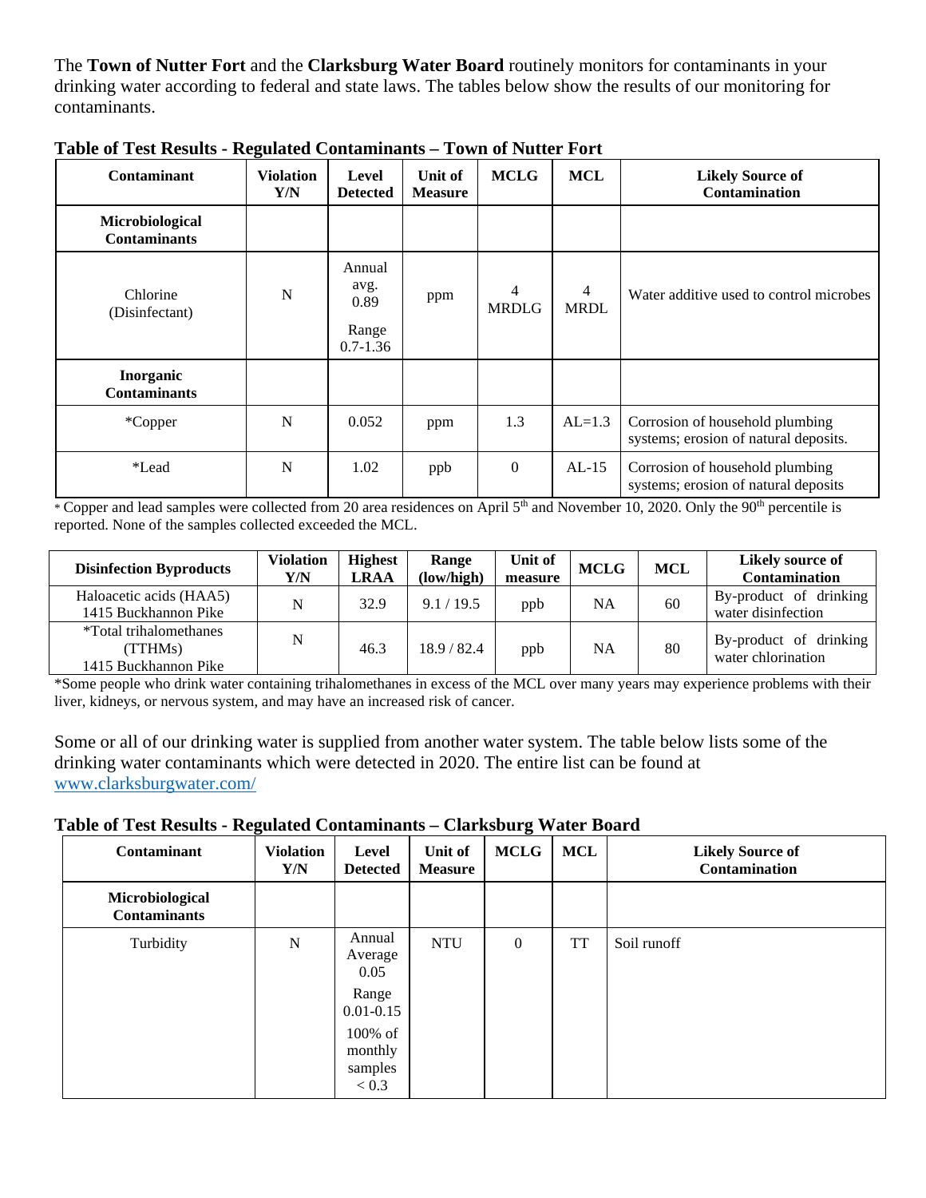The **Town of Nutter Fort** and the **Clarksburg Water Board** routinely monitors for contaminants in your drinking water according to federal and state laws. The tables below show the results of our monitoring for contaminants.

**Table of Test Results - Regulated Contaminants – Town of Nutter Fort**

| Contaminant | Violation Y/N | Level Detected | Unit of Measure | MCLG | MCL | Likely Source of Contamination |
|---|---|---|---|---|---|---|
| **Microbiological Contaminants** | | | | | | |
| Chlorine (Disinfectant) | N | Annual avg. 0.89 Range 0.7-1.36 | ppm | 4 MRDLG | 4 MRDL | Water additive used to control microbes |
| **Inorganic Contaminants** | | | | | | |
| *Copper | N | 0.052 | ppm | 1.3 | AL=1.3 | Corrosion of household plumbing systems; erosion of natural deposits. |
| *Lead | N | 1.02 | ppb | 0 | AL-15 | Corrosion of household plumbing systems; erosion of natural deposits |

* Copper and lead samples were collected from 20 area residences on April 5th and November 10, 2020. Only the 90th percentile is reported. None of the samples collected exceeded the MCL.

| Disinfection Byproducts | Violation Y/N | Highest LRAA | Range (low/high) | Unit of measure | MCLG | MCL | Likely source of Contamination |
|---|---|---|---|---|---|---|---|
| Haloacetic acids (HAA5) 1415 Buckhannon Pike | N | 32.9 | 9.1 / 19.5 | ppb | NA | 60 | By-product of drinking water disinfection |
| *Total trihalomethanes (TTHMs) 1415 Buckhannon Pike | N | 46.3 | 18.9 / 82.4 | ppb | NA | 80 | By-product of drinking water chlorination |

*Some people who drink water containing trihalomethanes in excess of the MCL over many years may experience problems with their liver, kidneys, or nervous system, and may have an increased risk of cancer.

Some or all of our drinking water is supplied from another water system. The table below lists some of the drinking water contaminants which were detected in 2020. The entire list can be found at www.clarksburgwater.com/

**Table of Test Results - Regulated Contaminants – Clarksburg Water Board**

| Contaminant | Violation Y/N | Level Detected | Unit of Measure | MCLG | MCL | Likely Source of Contamination |
|---|---|---|---|---|---|---|
| **Microbiological Contaminants** | | | | | | |
| Turbidity | N | Annual Average 0.05 Range 0.01-0.15 100% of monthly samples < 0.3 | NTU | 0 | TT | Soil runoff |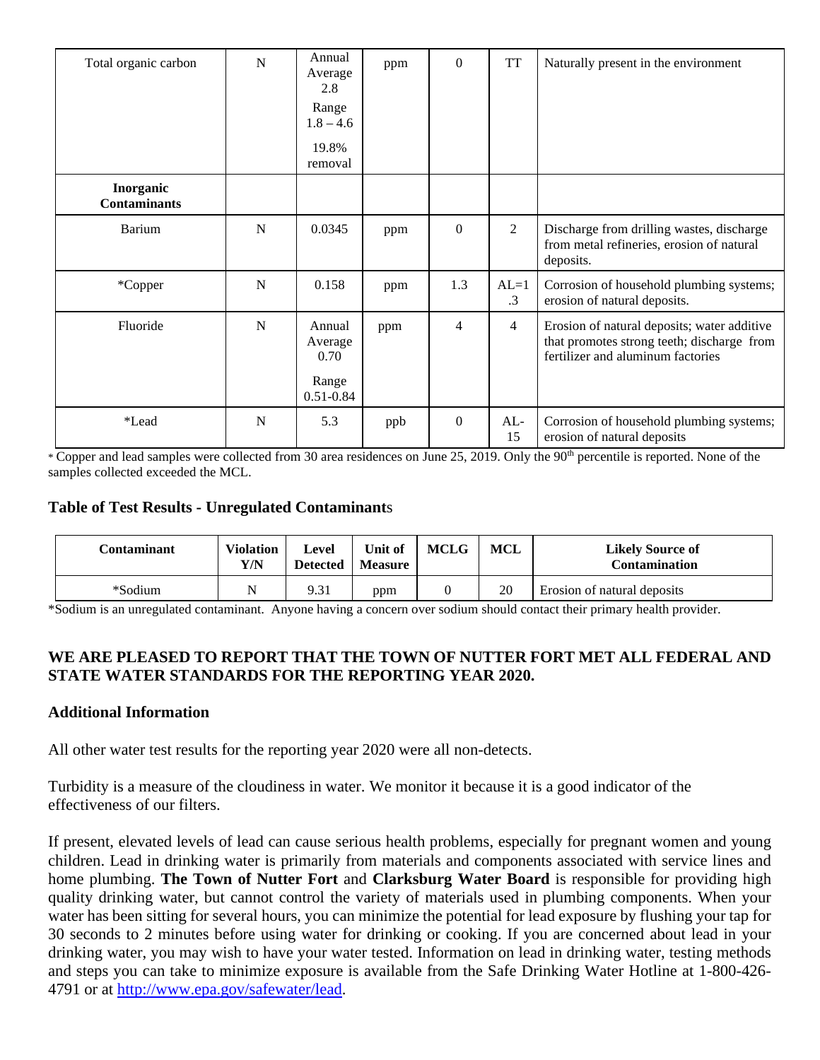| Total organic carbon | N | Annual Average 2.8<br>Range 1.8 – 4.6<br>19.8% removal | ppm | 0 | TT | Naturally present in the environment |
|---|---|---|---|---|---|---|
| **Inorganic Contaminants** | | | | | | |
| Barium | N | 0.0345 | ppm | 0 | 2 | Discharge from drilling wastes, discharge from metal refineries, erosion of natural deposits. |
| *Copper | N | 0.158 | ppm | 1.3 | AL=1.3 | Corrosion of household plumbing systems; erosion of natural deposits. |
| Fluoride | N | Annual Average 0.70<br>Range 0.51-0.84 | ppm | 4 | 4 | Erosion of natural deposits; water additive that promotes strong teeth; discharge from fertilizer and aluminum factories |
| *Lead | N | 5.3 | ppb | 0 | AL-15 | Corrosion of household plumbing systems; erosion of natural deposits |

* Copper and lead samples were collected from 30 area residences on June 25, 2019. Only the 90th percentile is reported. None of the samples collected exceeded the MCL.

### Table of Test Results - Unregulated Contaminants

| Contaminant | Violation Y/N | Level Detected | Unit of Measure | MCLG | MCL | Likely Source of Contamination |
|---|---|---|---|---|---|---|
| *Sodium | N | 9.31 | ppm | 0 | 20 | Erosion of natural deposits |

*Sodium is an unregulated contaminant. Anyone having a concern over sodium should contact their primary health provider.

**WE ARE PLEASED TO REPORT THAT THE TOWN OF NUTTER FORT MET ALL FEDERAL AND STATE WATER STANDARDS FOR THE REPORTING YEAR 2020.**

### Additional Information

All other water test results for the reporting year 2020 were all non-detects.

Turbidity is a measure of the cloudiness in water. We monitor it because it is a good indicator of the effectiveness of our filters.

If present, elevated levels of lead can cause serious health problems, especially for pregnant women and young children. Lead in drinking water is primarily from materials and components associated with service lines and home plumbing. **The Town of Nutter Fort** and **Clarksburg Water Board** is responsible for providing high quality drinking water, but cannot control the variety of materials used in plumbing components. When your water has been sitting for several hours, you can minimize the potential for lead exposure by flushing your tap for 30 seconds to 2 minutes before using water for drinking or cooking. If you are concerned about lead in your drinking water, you may wish to have your water tested. Information on lead in drinking water, testing methods and steps you can take to minimize exposure is available from the Safe Drinking Water Hotline at 1-800-426-4791 or at http://www.epa.gov/safewater/lead.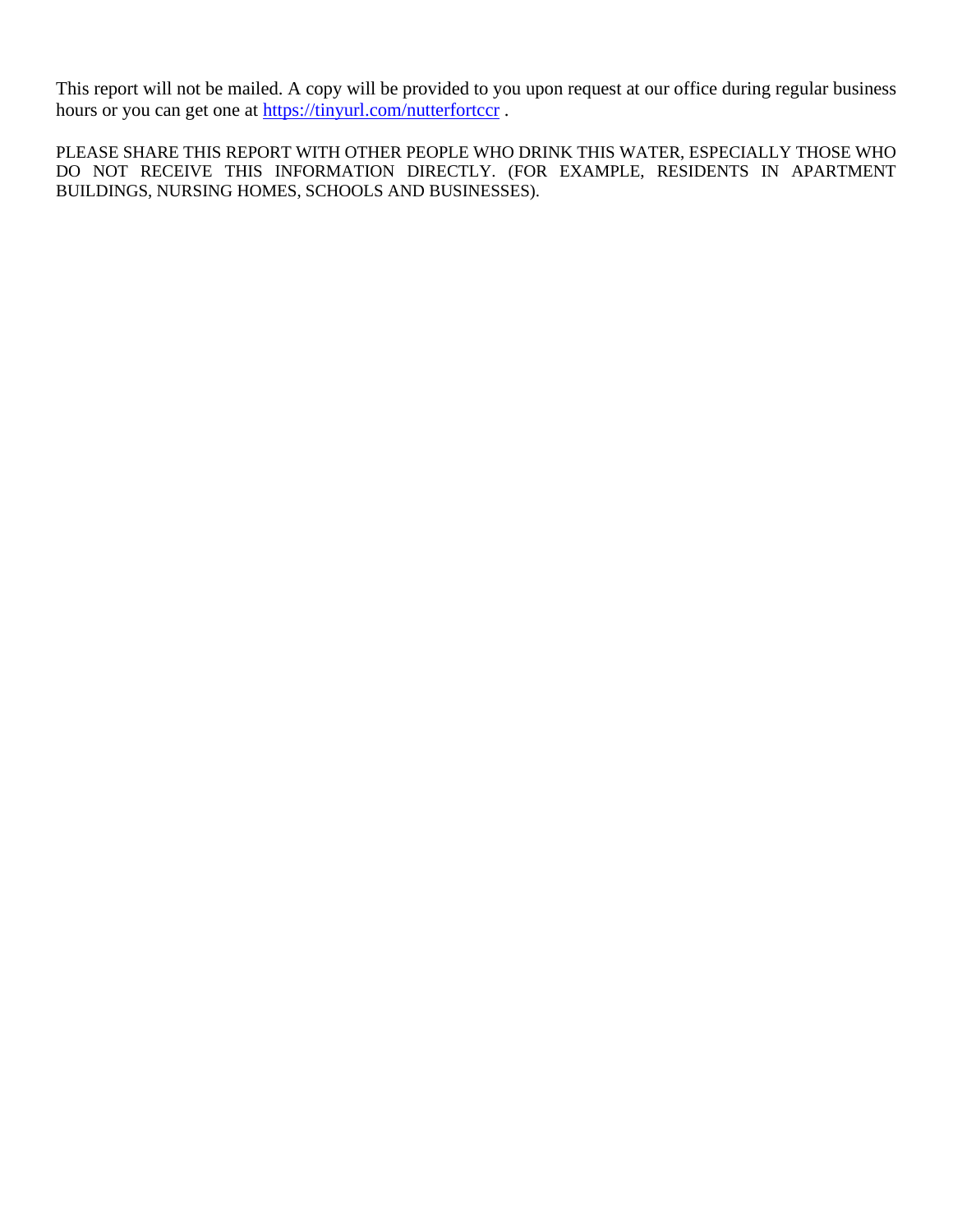This report will not be mailed. A copy will be provided to you upon request at our office during regular business hours or you can get one at [https://tinyurl.com/nutterfortccr](https://tinyurl.com/nutterfortccr) .

PLEASE SHARE THIS REPORT WITH OTHER PEOPLE WHO DRINK THIS WATER, ESPECIALLY THOSE WHO DO NOT RECEIVE THIS INFORMATION DIRECTLY. (FOR EXAMPLE, RESIDENTS IN APARTMENT BUILDINGS, NURSING HOMES, SCHOOLS AND BUSINESSES).